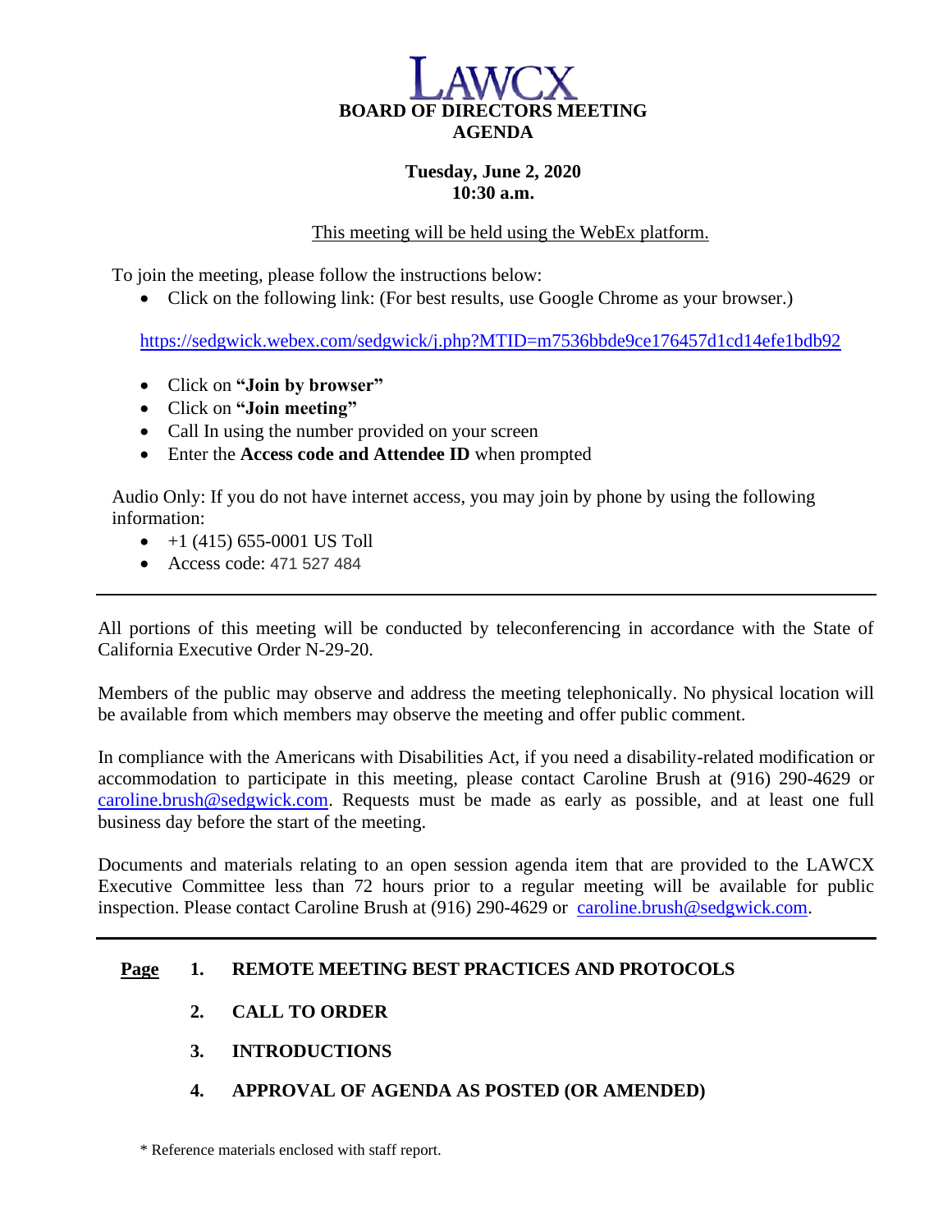# LAWCX

## BOARD OF DIRECTORS MEETING AGENDA

**Tuesday, June 2, 2020**
**10:30 a.m.**

This meeting will be held using the WebEx platform.

To join the meeting, please follow the instructions below:

- Click on the following link: (For best results, use Google Chrome as your browser.)

https://sedgwick.webex.com/sedgwick/j.php?MTID=m7536bbde9ce176457d1cd14efe1bdb92

- Click on **"Join by browser"**
- Click on **"Join meeting"**
- Call In using the number provided on your screen
- Enter the **Access code and Attendee ID** when prompted

Audio Only: If you do not have internet access, you may join by phone by using the following information:

- +1 (415) 655-0001 US Toll
- Access code: 471 527 484

---

All portions of this meeting will be conducted by teleconferencing in accordance with the State of California Executive Order N-29-20.

Members of the public may observe and address the meeting telephonically. No physical location will be available from which members may observe the meeting and offer public comment.

In compliance with the Americans with Disabilities Act, if you need a disability-related modification or accommodation to participate in this meeting, please contact Caroline Brush at (916) 290-4629 or caroline.brush@sedgwick.com. Requests must be made as early as possible, and at least one full business day before the start of the meeting.

Documents and materials relating to an open session agenda item that are provided to the LAWCX Executive Committee less than 72 hours prior to a regular meeting will be available for public inspection. Please contact Caroline Brush at (916) 290-4629 or caroline.brush@sedgwick.com.

---

**Page**

1. **REMOTE MEETING BEST PRACTICES AND PROTOCOLS**
2. **CALL TO ORDER**
3. **INTRODUCTIONS**
4. **APPROVAL OF AGENDA AS POSTED (OR AMENDED)**

\* Reference materials enclosed with staff report.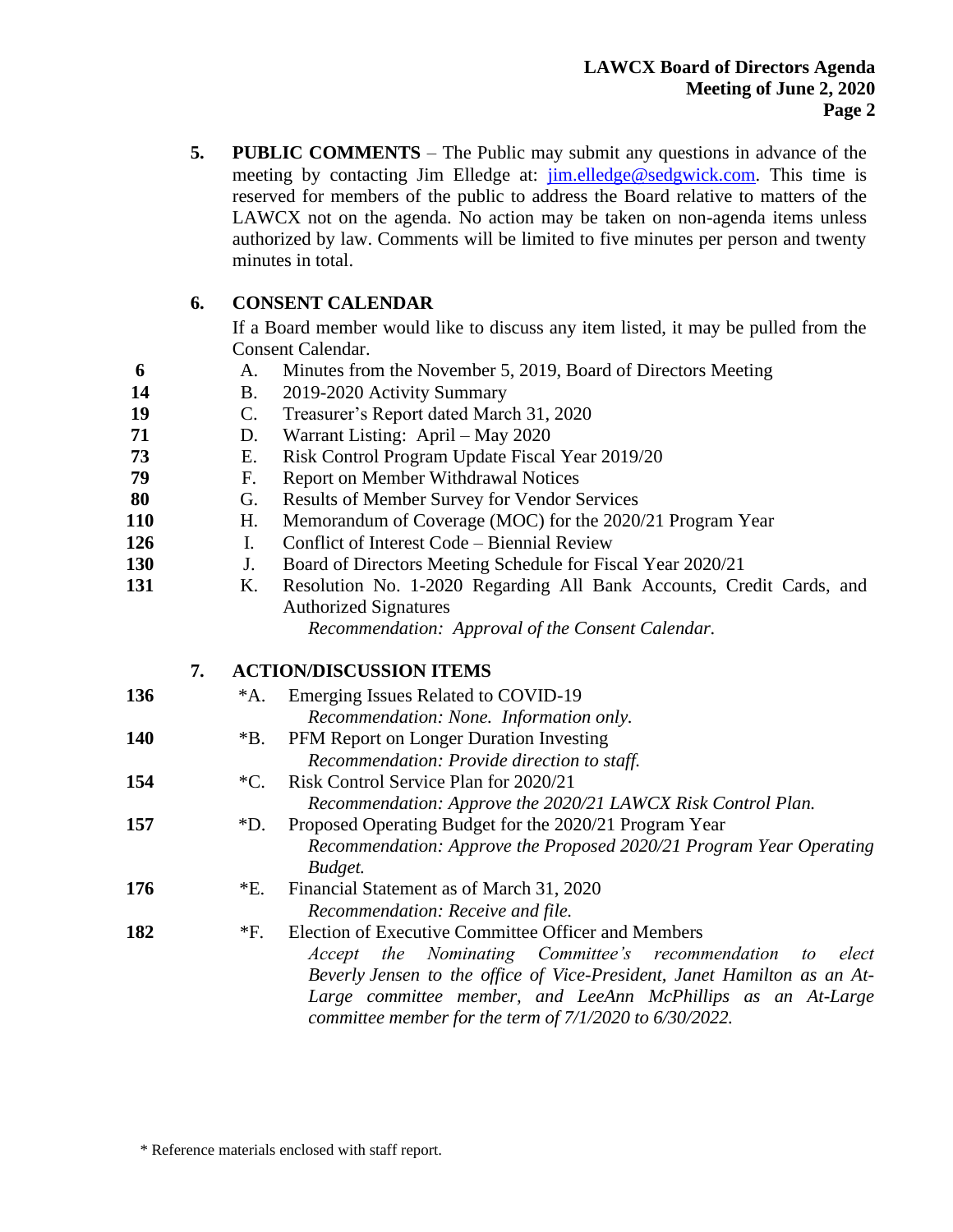**5. PUBLIC COMMENTS** – The Public may submit any questions in advance of the meeting by contacting Jim Elledge at: jim.elledge@sedgwick.com. This time is reserved for members of the public to address the Board relative to matters of the LAWCX not on the agenda. No action may be taken on non-agenda items unless authorized by law. Comments will be limited to five minutes per person and twenty minutes in total.

**6. CONSENT CALENDAR**

If a Board member would like to discuss any item listed, it may be pulled from the Consent Calendar.

| Page | Item | Description |
|---|---|---|
| **6** | A. | Minutes from the November 5, 2019, Board of Directors Meeting |
| **14** | B. | 2019-2020 Activity Summary |
| **19** | C. | Treasurer's Report dated March 31, 2020 |
| **71** | D. | Warrant Listing: April – May 2020 |
| **73** | E. | Risk Control Program Update Fiscal Year 2019/20 |
| **79** | F. | Report on Member Withdrawal Notices |
| **80** | G. | Results of Member Survey for Vendor Services |
| **110** | H. | Memorandum of Coverage (MOC) for the 2020/21 Program Year |
| **126** | I. | Conflict of Interest Code – Biennial Review |
| **130** | J. | Board of Directors Meeting Schedule for Fiscal Year 2020/21 |
| **131** | K. | Resolution No. 1-2020 Regarding All Bank Accounts, Credit Cards, and Authorized Signatures |

*Recommendation: Approval of the Consent Calendar.*

**7. ACTION/DISCUSSION ITEMS**

**136** *A. Emerging Issues Related to COVID-19
*Recommendation: None. Information only.*

**140** *B. PFM Report on Longer Duration Investing
*Recommendation: Provide direction to staff.*

**154** *C. Risk Control Service Plan for 2020/21
*Recommendation: Approve the 2020/21 LAWCX Risk Control Plan.*

**157** *D. Proposed Operating Budget for the 2020/21 Program Year
*Recommendation: Approve the Proposed 2020/21 Program Year Operating Budget.*

**176** *E. Financial Statement as of March 31, 2020
*Recommendation: Receive and file.*

**182** *F. Election of Executive Committee Officer and Members
*Accept the Nominating Committee's recommendation to elect Beverly Jensen to the office of Vice-President, Janet Hamilton as an At-Large committee member, and LeeAnn McPhillips as an At-Large committee member for the term of 7/1/2020 to 6/30/2022.*

\* Reference materials enclosed with staff report.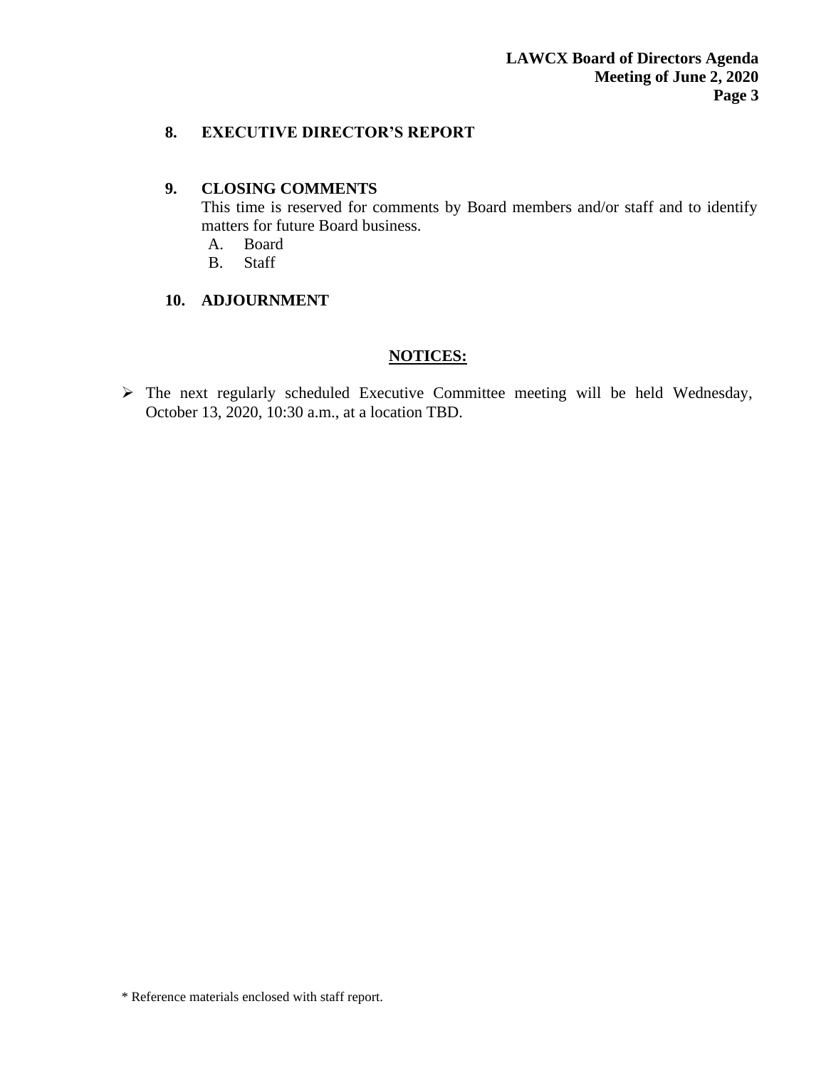**8. EXECUTIVE DIRECTOR'S REPORT**

**9. CLOSING COMMENTS**

This time is reserved for comments by Board members and/or staff and to identify matters for future Board business.

A. Board
B. Staff

**10. ADJOURNMENT**

**NOTICES:**

- The next regularly scheduled Executive Committee meeting will be held Wednesday, October 13, 2020, 10:30 a.m., at a location TBD.

* Reference materials enclosed with staff report.